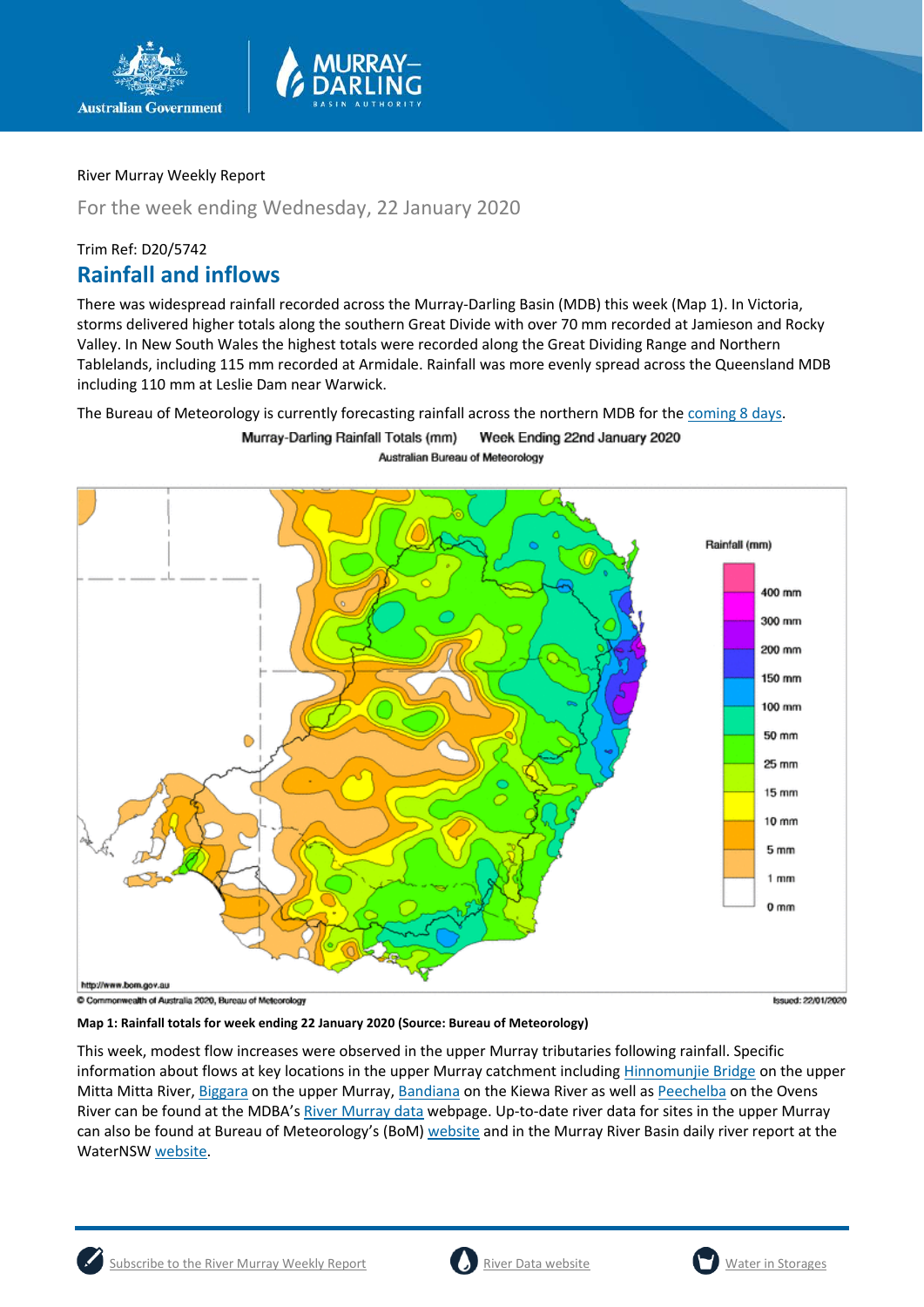River Murray Weekly Report

For the week ending Wednesday, 22 January 2020

Trim Ref: D20/5742

## Rainfall and inflows

There was widespread rainfall recorded across the Murray-Darling Basin (MDB) this week (Map 1). In Victoria, storms delivered higher totals along the southern Great Divide with over 70 mm recorded at Jamieson and Rocky Valley. In New South Wales the highest totals were recorded along the Great Dividing Range and Northern Tablelands, including 115 mm recorded at Armidale. Rainfall was more evenly spread across the Queensland MDB including 110 mm at Leslie Dam near Warwick.

The Bureau of Meteorology is currently forecasting rainfall across the northern MDB for the coming 8 days.

**Map 1: Rainfall totals for week ending 22 January 2020 (Source: Bureau of Meteorology)**

This week, modest flow increases were observed in the upper Murray tributaries following rainfall. Specific information about flows at key locations in the upper Murray catchment including Hinnomunjie Bridge on the upper Mitta Mitta River, Biggara on the upper Murray, Bandiana on the Kiewa River as well as Peechelba on the Ovens River can be found at the MDBA's River Murray data webpage. Up-to-date river data for sites in the upper Murray can also be found at Bureau of Meteorology's (BoM) website and in the Murray River Basin daily river report at the WaterNSW website.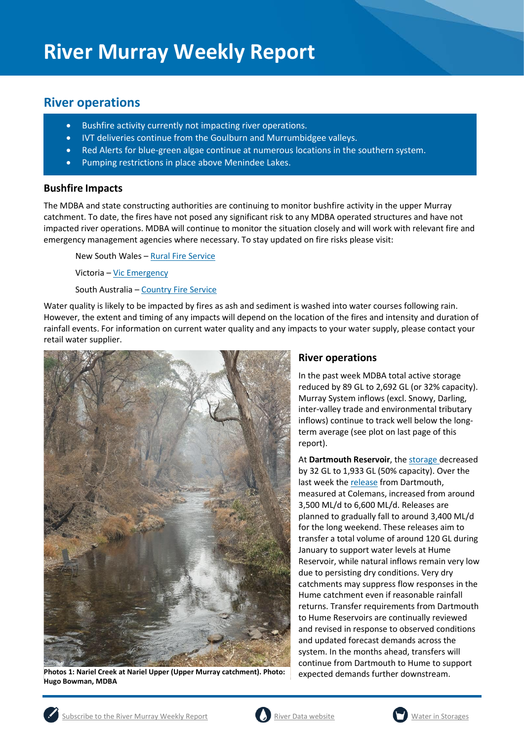# River Murray Weekly Report

## River operations

- Bushfire activity currently not impacting river operations.
- IVT deliveries continue from the Goulburn and Murrumbidgee valleys.
- Red Alerts for blue-green algae continue at numerous locations in the southern system.
- Pumping restrictions in place above Menindee Lakes.

### Bushfire Impacts

The MDBA and state constructing authorities are continuing to monitor bushfire activity in the upper Murray catchment. To date, the fires have not posed any significant risk to any MDBA operated structures and have not impacted river operations. MDBA will continue to monitor the situation closely and will work with relevant fire and emergency management agencies where necessary. To stay updated on fire risks please visit:

New South Wales – Rural Fire Service

Victoria – Vic Emergency

South Australia – Country Fire Service

Water quality is likely to be impacted by fires as ash and sediment is washed into water courses following rain. However, the extent and timing of any impacts will depend on the location of the fires and intensity and duration of rainfall events. For information on current water quality and any impacts to your water supply, please contact your retail water supplier.

**Photos 1: Nariel Creek at Nariel Upper (Upper Murray catchment). Photo: Hugo Bowman, MDBA**

### River operations

In the past week MDBA total active storage reduced by 89 GL to 2,692 GL (or 32% capacity). Murray System inflows (excl. Snowy, Darling, inter-valley trade and environmental tributary inflows) continue to track well below the long-term average (see plot on last page of this report).

At **Dartmouth Reservoir**, the storage decreased by 32 GL to 1,933 GL (50% capacity). Over the last week the release from Dartmouth, measured at Colemans, increased from around 3,500 ML/d to 6,600 ML/d. Releases are planned to gradually fall to around 3,400 ML/d for the long weekend. These releases aim to transfer a total volume of around 120 GL during January to support water levels at Hume Reservoir, while natural inflows remain very low due to persisting dry conditions. Very dry catchments may suppress flow responses in the Hume catchment even if reasonable rainfall returns. Transfer requirements from Dartmouth to Hume Reservoirs are continually reviewed and revised in response to observed conditions and updated forecast demands across the system. In the months ahead, transfers will continue from Dartmouth to Hume to support expected demands further downstream.

Subscribe to the River Murray Weekly Report | River Data website | Water in Storages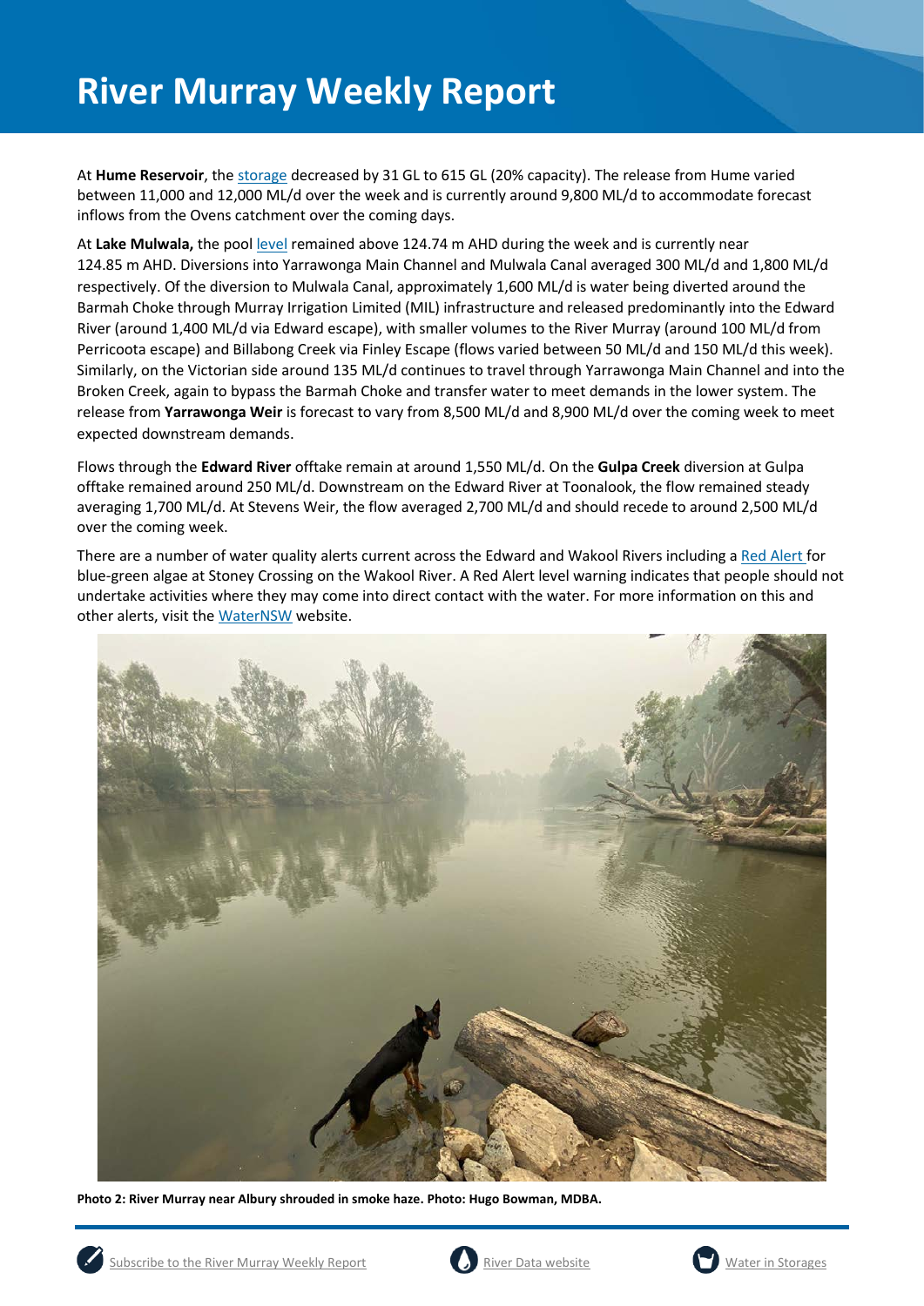# River Murray Weekly Report

At **Hume Reservoir**, the storage decreased by 31 GL to 615 GL (20% capacity). The release from Hume varied between 11,000 and 12,000 ML/d over the week and is currently around 9,800 ML/d to accommodate forecast inflows from the Ovens catchment over the coming days.

At **Lake Mulwala,** the pool level remained above 124.74 m AHD during the week and is currently near 124.85 m AHD. Diversions into Yarrawonga Main Channel and Mulwala Canal averaged 300 ML/d and 1,800 ML/d respectively. Of the diversion to Mulwala Canal, approximately 1,600 ML/d is water being diverted around the Barmah Choke through Murray Irrigation Limited (MIL) infrastructure and released predominantly into the Edward River (around 1,400 ML/d via Edward escape), with smaller volumes to the River Murray (around 100 ML/d from Perricoota escape) and Billabong Creek via Finley Escape (flows varied between 50 ML/d and 150 ML/d this week). Similarly, on the Victorian side around 135 ML/d continues to travel through Yarrawonga Main Channel and into the Broken Creek, again to bypass the Barmah Choke and transfer water to meet demands in the lower system. The release from **Yarrawonga Weir** is forecast to vary from 8,500 ML/d and 8,900 ML/d over the coming week to meet expected downstream demands.

Flows through the **Edward River** offtake remain at around 1,550 ML/d. On the **Gulpa Creek** diversion at Gulpa offtake remained around 250 ML/d. Downstream on the Edward River at Toonalook, the flow remained steady averaging 1,700 ML/d. At Stevens Weir, the flow averaged 2,700 ML/d and should recede to around 2,500 ML/d over the coming week.

There are a number of water quality alerts current across the Edward and Wakool Rivers including a Red Alert for blue-green algae at Stoney Crossing on the Wakool River. A Red Alert level warning indicates that people should not undertake activities where they may come into direct contact with the water. For more information on this and other alerts, visit the WaterNSW website.

**Photo 2: River Murray near Albury shrouded in smoke haze. Photo: Hugo Bowman, MDBA.**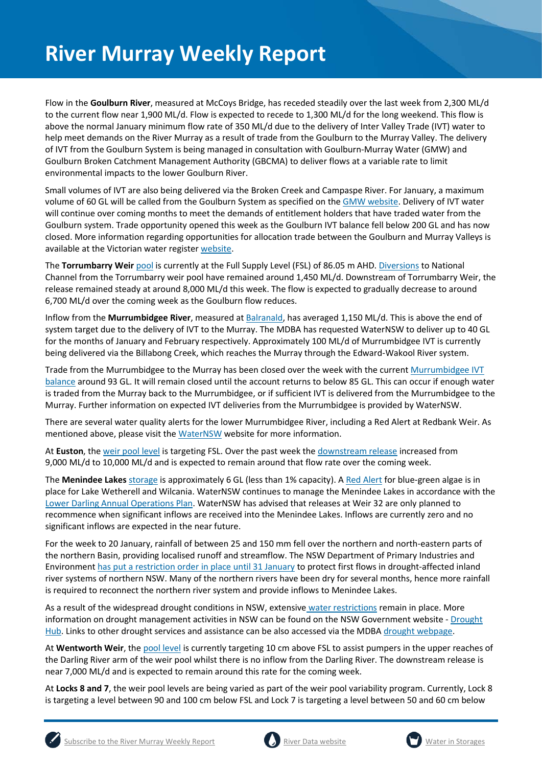# River Murray Weekly Report

Flow in the **Goulburn River**, measured at McCoys Bridge, has receded steadily over the last week from 2,300 ML/d to the current flow near 1,900 ML/d. Flow is expected to recede to 1,300 ML/d for the long weekend. This flow is above the normal January minimum flow rate of 350 ML/d due to the delivery of Inter Valley Trade (IVT) water to help meet demands on the River Murray as a result of trade from the Goulburn to the Murray Valley. The delivery of IVT from the Goulburn System is being managed in consultation with Goulburn-Murray Water (GMW) and Goulburn Broken Catchment Management Authority (GBCMA) to deliver flows at a variable rate to limit environmental impacts to the lower Goulburn River.

Small volumes of IVT are also being delivered via the Broken Creek and Campaspe River. For January, a maximum volume of 60 GL will be called from the Goulburn System as specified on the GMW website. Delivery of IVT water will continue over coming months to meet the demands of entitlement holders that have traded water from the Goulburn system. Trade opportunity opened this week as the Goulburn IVT balance fell below 200 GL and has now closed. More information regarding opportunities for allocation trade between the Goulburn and Murray Valleys is available at the Victorian water register website.

The **Torrumbarry Weir** pool is currently at the Full Supply Level (FSL) of 86.05 m AHD. Diversions to National Channel from the Torrumbarry weir pool have remained around 1,450 ML/d. Downstream of Torrumbarry Weir, the release remained steady at around 8,000 ML/d this week. The flow is expected to gradually decrease to around 6,700 ML/d over the coming week as the Goulburn flow reduces.

Inflow from the **Murrumbidgee River**, measured at Balranald, has averaged 1,150 ML/d. This is above the end of system target due to the delivery of IVT to the Murray. The MDBA has requested WaterNSW to deliver up to 40 GL for the months of January and February respectively. Approximately 100 ML/d of Murrumbidgee IVT is currently being delivered via the Billabong Creek, which reaches the Murray through the Edward-Wakool River system.

Trade from the Murrumbidgee to the Murray has been closed over the week with the current Murrumbidgee IVT balance around 93 GL. It will remain closed until the account returns to below 85 GL. This can occur if enough water is traded from the Murray back to the Murrumbidgee, or if sufficient IVT is delivered from the Murrumbidgee to the Murray. Further information on expected IVT deliveries from the Murrumbidgee is provided by WaterNSW.

There are several water quality alerts for the lower Murrumbidgee River, including a Red Alert at Redbank Weir. As mentioned above, please visit the WaterNSW website for more information.

At **Euston**, the weir pool level is targeting FSL. Over the past week the downstream release increased from 9,000 ML/d to 10,000 ML/d and is expected to remain around that flow rate over the coming week.

The **Menindee Lakes** storage is approximately 6 GL (less than 1% capacity). A Red Alert for blue-green algae is in place for Lake Wetherell and Wilcania. WaterNSW continues to manage the Menindee Lakes in accordance with the Lower Darling Annual Operations Plan. WaterNSW has advised that releases at Weir 32 are only planned to recommence when significant inflows are received into the Menindee Lakes. Inflows are currently zero and no significant inflows are expected in the near future.

For the week to 20 January, rainfall of between 25 and 150 mm fell over the northern and north-eastern parts of the northern Basin, providing localised runoff and streamflow. The NSW Department of Primary Industries and Environment has put a restriction order in place until 31 January to protect first flows in drought-affected inland river systems of northern NSW. Many of the northern rivers have been dry for several months, hence more rainfall is required to reconnect the northern river system and provide inflows to Menindee Lakes.

As a result of the widespread drought conditions in NSW, extensive water restrictions remain in place. More information on drought management activities in NSW can be found on the NSW Government website - Drought Hub. Links to other drought services and assistance can be also accessed via the MDBA drought webpage.

At **Wentworth Weir**, the pool level is currently targeting 10 cm above FSL to assist pumpers in the upper reaches of the Darling River arm of the weir pool whilst there is no inflow from the Darling River. The downstream release is near 7,000 ML/d and is expected to remain around this rate for the coming week.

At **Locks 8 and 7**, the weir pool levels are being varied as part of the weir pool variability program. Currently, Lock 8 is targeting a level between 90 and 100 cm below FSL and Lock 7 is targeting a level between 50 and 60 cm below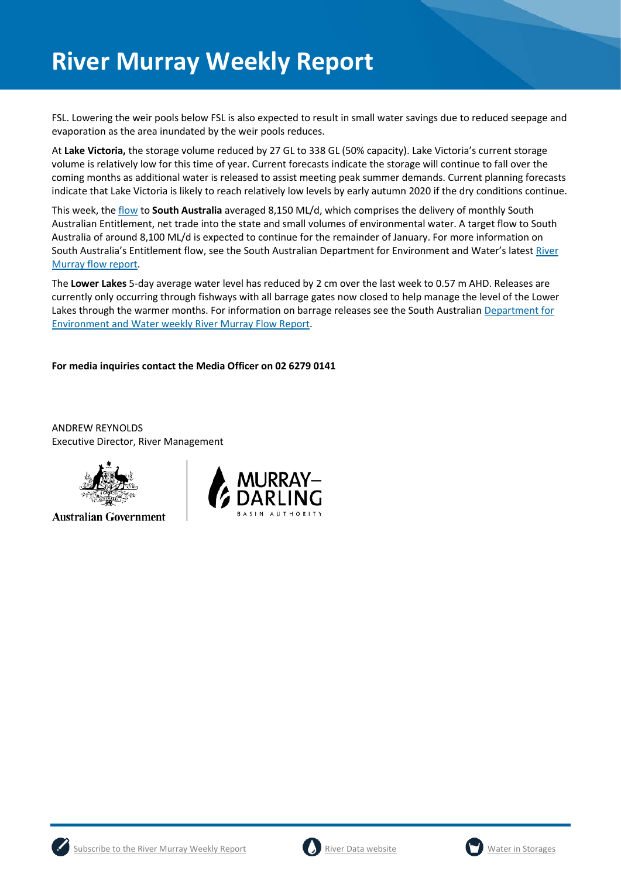FSL. Lowering the weir pools below FSL is also expected to result in small water savings due to reduced seepage and evaporation as the area inundated by the weir pools reduces.

At **Lake Victoria,** the storage volume reduced by 27 GL to 338 GL (50% capacity). Lake Victoria's current storage volume is relatively low for this time of year. Current forecasts indicate the storage will continue to fall over the coming months as additional water is released to assist meeting peak summer demands. Current planning forecasts indicate that Lake Victoria is likely to reach relatively low levels by early autumn 2020 if the dry conditions continue.

This week, the flow to **South Australia** averaged 8,150 ML/d, which comprises the delivery of monthly South Australian Entitlement, net trade into the state and small volumes of environmental water. A target flow to South Australia of around 8,100 ML/d is expected to continue for the remainder of January. For more information on South Australia's Entitlement flow, see the South Australian Department for Environment and Water's latest River Murray flow report.

The **Lower Lakes** 5-day average water level has reduced by 2 cm over the last week to 0.57 m AHD. Releases are currently only occurring through fishways with all barrage gates now closed to help manage the level of the Lower Lakes through the warmer months. For information on barrage releases see the South Australian Department for Environment and Water weekly River Murray Flow Report.

**For media inquiries contact the Media Officer on 02 6279 0141**

ANDREW REYNOLDS
Executive Director, River Management

Australian Government

MURRAY–DARLING BASIN AUTHORITY

Subscribe to the River Murray Weekly Report | River Data website | Water in Storages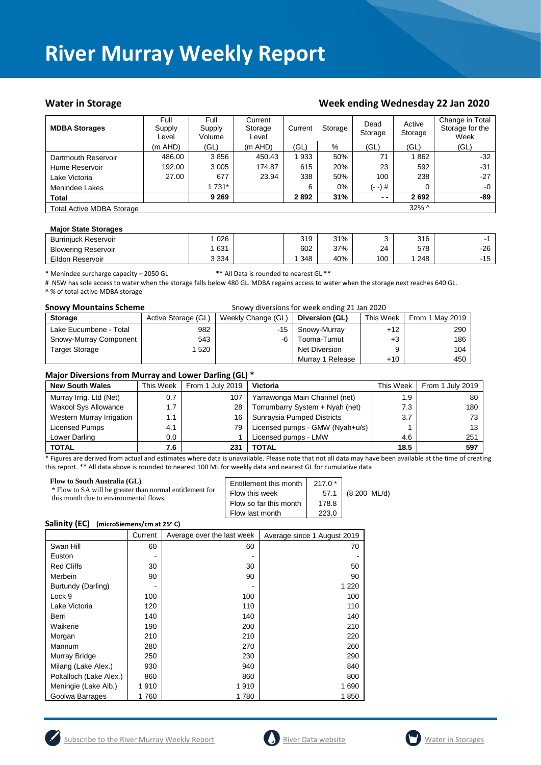# River Murray Weekly Report

## Water in Storage

## Week ending Wednesday 22 Jan 2020

| MDBA Storages | Full Supply Level | Full Supply Volume | Current Storage Level | Current | Storage | Dead Storage | Active Storage | Change in Total Storage for the Week |
|---|---|---|---|---|---|---|---|---|
| | (m AHD) | (GL) | (m AHD) | (GL) | % | (GL) | (GL) | (GL) |
| Dartmouth Reservoir | 486.00 | 3 856 | 450.43 | 1 933 | 50% | 71 | 1 862 | -32 |
| Hume Reservoir | 192.00 | 3 005 | 174.87 | 615 | 20% | 23 | 592 | -31 |
| Lake Victoria | 27.00 | 677 | 23.94 | 338 | 50% | 100 | 238 | -27 |
| Menindee Lakes | | 1 731* | | 6 | 0% | (- -) # | 0 | -0 |
| **Total** | | **9 269** | | **2 892** | **31%** | **- -** | **2 692** | **-89** |
| Total Active MDBA Storage | | | | | | | 32% ^ | |

**Major State Storages**

| | | | | | | | |
|---|---|---|---|---|---|---|---|
| Burrinjuck Reservoir | 1 026 | | 319 | 31% | 3 | 316 | -1 |
| Blowering Reservoir | 1 631 | | 602 | 37% | 24 | 578 | -26 |
| Eildon Reservoir | 3 334 | | 1 348 | 40% | 100 | 1 248 | -15 |

\* Menindee surcharge capacity – 2050 GL ** All Data is rounded to nearest GL **

# NSW has sole access to water when the storage falls below 480 GL. MDBA regains access to water when the storage next reaches 640 GL.

^ % of total active MDBA storage

**Snowy Mountains Scheme** Snowy diversions for week ending 21 Jan 2020

| Storage | Active Storage (GL) | Weekly Change (GL) | Diversion (GL) | This Week | From 1 May 2019 |
|---|---|---|---|---|---|
| Lake Eucumbene - Total | 982 | -15 | Snowy-Murray | +12 | 290 |
| Snowy-Murray Component | 543 | -6 | Tooma-Tumut | +3 | 186 |
| Target Storage | 1 520 | | Net Diversion | 9 | 104 |
| | | | Murray 1 Release | +10 | 450 |

**Major Diversions from Murray and Lower Darling (GL) \***

| New South Wales | This Week | From 1 July 2019 | Victoria | This Week | From 1 July 2019 |
|---|---|---|---|---|---|
| Murray Irrig. Ltd (Net) | 0.7 | 107 | Yarrawonga Main Channel (net) | 1.9 | 80 |
| Wakool Sys Allowance | 1.7 | 28 | Torrumbarry System + Nyah (net) | 7.3 | 180 |
| Western Murray Irrigation | 1.1 | 16 | Sunraysia Pumped Districts | 3.7 | 73 |
| Licensed Pumps | 4.1 | 79 | Licensed pumps - GMW (Nyah+u/s) | 1 | 13 |
| Lower Darling | 0.0 | 1 | Licensed pumps - LMW | 4.6 | 251 |
| **TOTAL** | **7.6** | **231** | **TOTAL** | **18.5** | **597** |

\* Figures are derived from actual and estimates where data is unavailable. Please note that not all data may have been available at the time of creating this report. ** All data above is rounded to nearest 100 ML for weekly data and nearest GL for cumulative data

**Flow to South Australia (GL)**

\* Flow to SA will be greater than normal entitlement for this month due to environmental flows.

| | | |
|---|---|---|
| Entitlement this month | 217.0 * | |
| Flow this week | 57.1 | (8 200 ML/d) |
| Flow so far this month | 178.8 | |
| Flow last month | 223.0 | |

**Salinity (EC)** (microSiemens/cm at 25° C)

| | Current | Average over the last week | Average since 1 August 2019 |
|---|---|---|---|
| Swan Hill | 60 | 60 | 70 |
| Euston | - | - | - |
| Red Cliffs | 30 | 30 | 50 |
| Merbein | 90 | 90 | 90 |
| Burtundy (Darling) | - | - | 1 220 |
| Lock 9 | 100 | 100 | 100 |
| Lake Victoria | 120 | 110 | 110 |
| Berri | 140 | 140 | 140 |
| Waikerie | 190 | 200 | 210 |
| Morgan | 210 | 210 | 220 |
| Mannum | 280 | 270 | 260 |
| Murray Bridge | 250 | 230 | 290 |
| Milang (Lake Alex.) | 930 | 940 | 840 |
| Poltalloch (Lake Alex.) | 860 | 860 | 800 |
| Meningie (Lake Alb.) | 1 910 | 1 910 | 1 690 |
| Goolwa Barrages | 1 760 | 1 780 | 1 850 |

Subscribe to the River Murray Weekly Report River Data website Water in Storages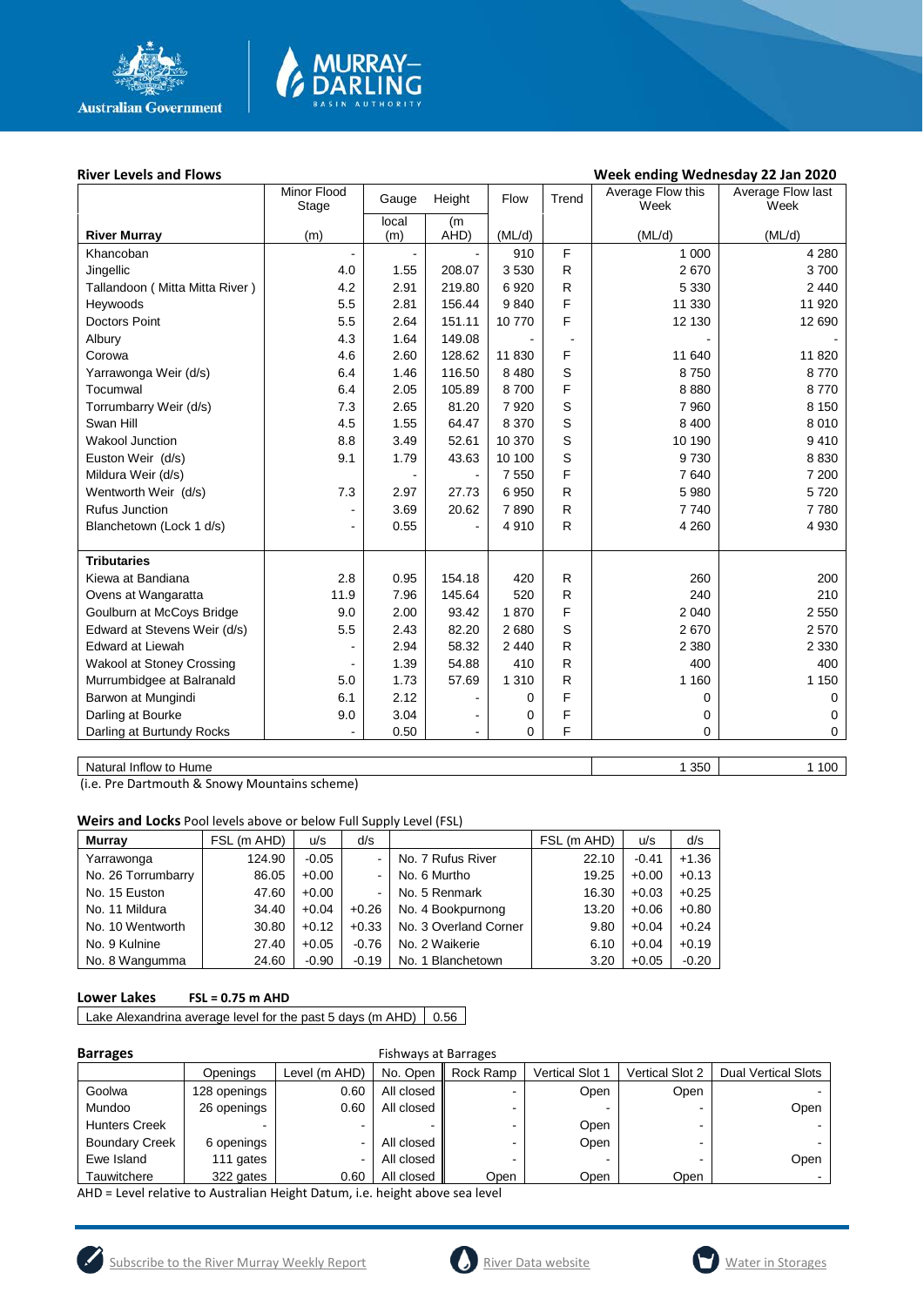## River Levels and Flows

**Week ending Wednesday 22 Jan 2020**

| River Murray | Minor Flood Stage (m) | Gauge local (m) | Height (m AHD) | Flow (ML/d) | Trend | Average Flow this Week (ML/d) | Average Flow last Week (ML/d) |
|---|---|---|---|---|---|---|---|
| Khancoban | - | - | - | 910 | F | 1 000 | 4 280 |
| Jingellic | 4.0 | 1.55 | 208.07 | 3 530 | R | 2 670 | 3 700 |
| Tallandoon ( Mitta Mitta River ) | 4.2 | 2.91 | 219.80 | 6 920 | R | 5 330 | 2 440 |
| Heywoods | 5.5 | 2.81 | 156.44 | 9 840 | F | 11 330 | 11 920 |
| Doctors Point | 5.5 | 2.64 | 151.11 | 10 770 | F | 12 130 | 12 690 |
| Albury | 4.3 | 1.64 | 149.08 | - | - | - | - |
| Corowa | 4.6 | 2.60 | 128.62 | 11 830 | F | 11 640 | 11 820 |
| Yarrawonga Weir (d/s) | 6.4 | 1.46 | 116.50 | 8 480 | S | 8 750 | 8 770 |
| Tocumwal | 6.4 | 2.05 | 105.89 | 8 700 | F | 8 880 | 8 770 |
| Torrumbarry Weir (d/s) | 7.3 | 2.65 | 81.20 | 7 920 | S | 7 960 | 8 150 |
| Swan Hill | 4.5 | 1.55 | 64.47 | 8 370 | S | 8 400 | 8 010 |
| Wakool Junction | 8.8 | 3.49 | 52.61 | 10 370 | S | 10 190 | 9 410 |
| Euston Weir (d/s) | 9.1 | 1.79 | 43.63 | 10 100 | S | 9 730 | 8 830 |
| Mildura Weir (d/s) | | - | - | 7 550 | F | 7 640 | 7 200 |
| Wentworth Weir (d/s) | 7.3 | 2.97 | 27.73 | 6 950 | R | 5 980 | 5 720 |
| Rufus Junction | - | 3.69 | 20.62 | 7 890 | R | 7 740 | 7 780 |
| Blanchetown (Lock 1 d/s) | - | 0.55 | - | 4 910 | R | 4 260 | 4 930 |
| **Tributaries** | | | | | | | |
| Kiewa at Bandiana | 2.8 | 0.95 | 154.18 | 420 | R | 260 | 200 |
| Ovens at Wangaratta | 11.9 | 7.96 | 145.64 | 520 | R | 240 | 210 |
| Goulburn at McCoys Bridge | 9.0 | 2.00 | 93.42 | 1 870 | F | 2 040 | 2 550 |
| Edward at Stevens Weir (d/s) | 5.5 | 2.43 | 82.20 | 2 680 | S | 2 670 | 2 570 |
| Edward at Liewah | - | 2.94 | 58.32 | 2 440 | R | 2 380 | 2 330 |
| Wakool at Stoney Crossing | - | 1.39 | 54.88 | 410 | R | 400 | 400 |
| Murrumbidgee at Balranald | 5.0 | 1.73 | 57.69 | 1 310 | R | 1 160 | 1 150 |
| Barwon at Mungindi | 6.1 | 2.12 | - | 0 | F | 0 | 0 |
| Darling at Bourke | 9.0 | 3.04 | - | 0 | F | 0 | 0 |
| Darling at Burtundy Rocks | - | 0.50 | - | 0 | F | 0 | 0 |

| | This Week | Last Week |
|---|---|---|
| Natural Inflow to Hume | 1 350 | 1 100 |

(i.e. Pre Dartmouth & Snowy Mountains scheme)

**Weirs and Locks** Pool levels above or below Full Supply Level (FSL)

| Murray | FSL (m AHD) | u/s | d/s | | FSL (m AHD) | u/s | d/s |
|---|---|---|---|---|---|---|---|
| Yarrawonga | 124.90 | -0.05 | - | No. 7 Rufus River | 22.10 | -0.41 | +1.36 |
| No. 26 Torrumbarry | 86.05 | +0.00 | - | No. 6 Murtho | 19.25 | +0.00 | +0.13 |
| No. 15 Euston | 47.60 | +0.00 | - | No. 5 Renmark | 16.30 | +0.03 | +0.25 |
| No. 11 Mildura | 34.40 | +0.04 | +0.26 | No. 4 Bookpurnong | 13.20 | +0.06 | +0.80 |
| No. 10 Wentworth | 30.80 | +0.12 | +0.33 | No. 3 Overland Corner | 9.80 | +0.04 | +0.24 |
| No. 9 Kulnine | 27.40 | +0.05 | -0.76 | No. 2 Waikerie | 6.10 | +0.04 | +0.19 |
| No. 8 Wangumma | 24.60 | -0.90 | -0.19 | No. 1 Blanchetown | 3.20 | +0.05 | -0.20 |

**Lower Lakes** **FSL = 0.75 m AHD**

| Lake Alexandrina average level for the past 5 days (m AHD) | 0.56 |
|---|---|

**Barrages**

| | Openings | Level (m AHD) | No. Open | Fishways at Barrages: Rock Ramp | Vertical Slot 1 | Vertical Slot 2 | Dual Vertical Slots |
|---|---|---|---|---|---|---|---|
| Goolwa | 128 openings | 0.60 | All closed | - | Open | Open | - |
| Mundoo | 26 openings | 0.60 | All closed | - | - | - | Open |
| Hunters Creek | - | - | - | - | Open | - | - |
| Boundary Creek | 6 openings | - | All closed | - | Open | - | - |
| Ewe Island | 111 gates | - | All closed | - | - | - | Open |
| Tauwitchere | 322 gates | 0.60 | All closed | Open | Open | Open | - |

AHD = Level relative to Australian Height Datum, i.e. height above sea level

Subscribe to the River Murray Weekly Report | River Data website | Water in Storages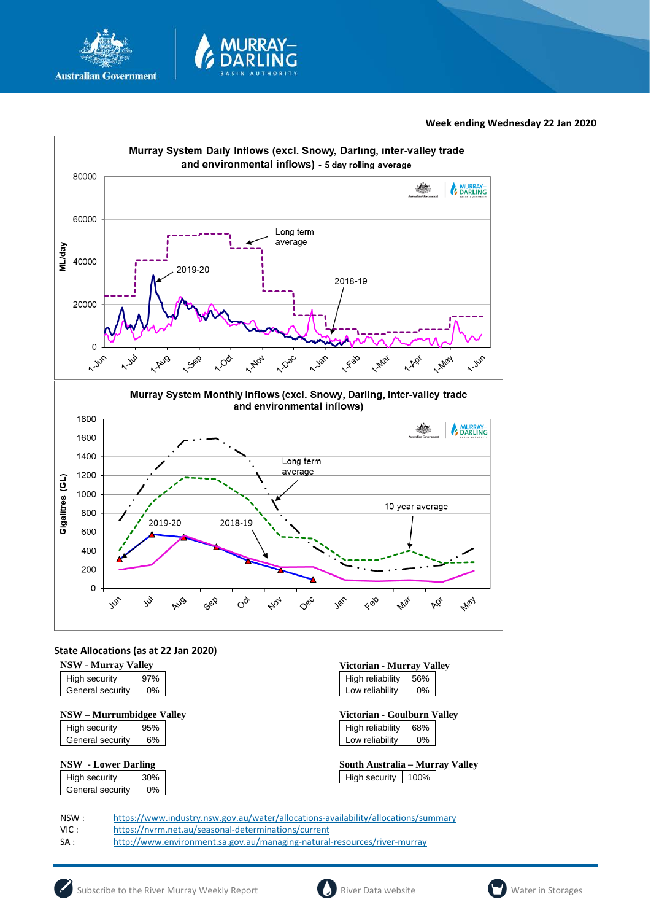**Week ending Wednesday 22 Jan 2020**

Murray System Daily Inflows (excl. Snowy, Darling, inter-valley trade and environmental inflows) - 5 day rolling average

ML/day

80000
60000
40000
20000
0

1-Jun 1-Jul 1-Aug 1-Sep 1-Oct 1-Nov 1-Dec 1-Jan 1-Feb 1-Mar 1-Apr 1-May 1-Jun

Long term average

2019-20

2018-19

Murray System Monthly Inflows (excl. Snowy, Darling, inter-valley trade and environmental inflows)

Gigalitres (GL)

1800
1600
1400
1200
1000
800
600
400
200
0

Jun Jul Aug Sep Oct Nov Dec Jan Feb Mar Apr May

Long term average

10 year average

2019-20

2018-19

## State Allocations (as at 22 Jan 2020)

**NSW - Murray Valley**

| | |
|---|---|
| High security | 97% |
| General security | 0% |

**NSW – Murrumbidgee Valley**

| | |
|---|---|
| High security | 95% |
| General security | 6% |

**NSW - Lower Darling**

| | |
|---|---|
| High security | 30% |
| General security | 0% |

**Victorian - Murray Valley**

| | |
|---|---|
| High reliability | 56% |
| Low reliability | 0% |

**Victorian - Goulburn Valley**

| | |
|---|---|
| High reliability | 68% |
| Low reliability | 0% |

**South Australia – Murray Valley**

| | |
|---|---|
| High security | 100% |

NSW : https://www.industry.nsw.gov.au/water/allocations-availability/allocations/summary

VIC : https://nvrm.net.au/seasonal-determinations/current

SA : http://www.environment.sa.gov.au/managing-natural-resources/river-murray

Subscribe to the River Murray Weekly Report | River Data website | Water in Storages